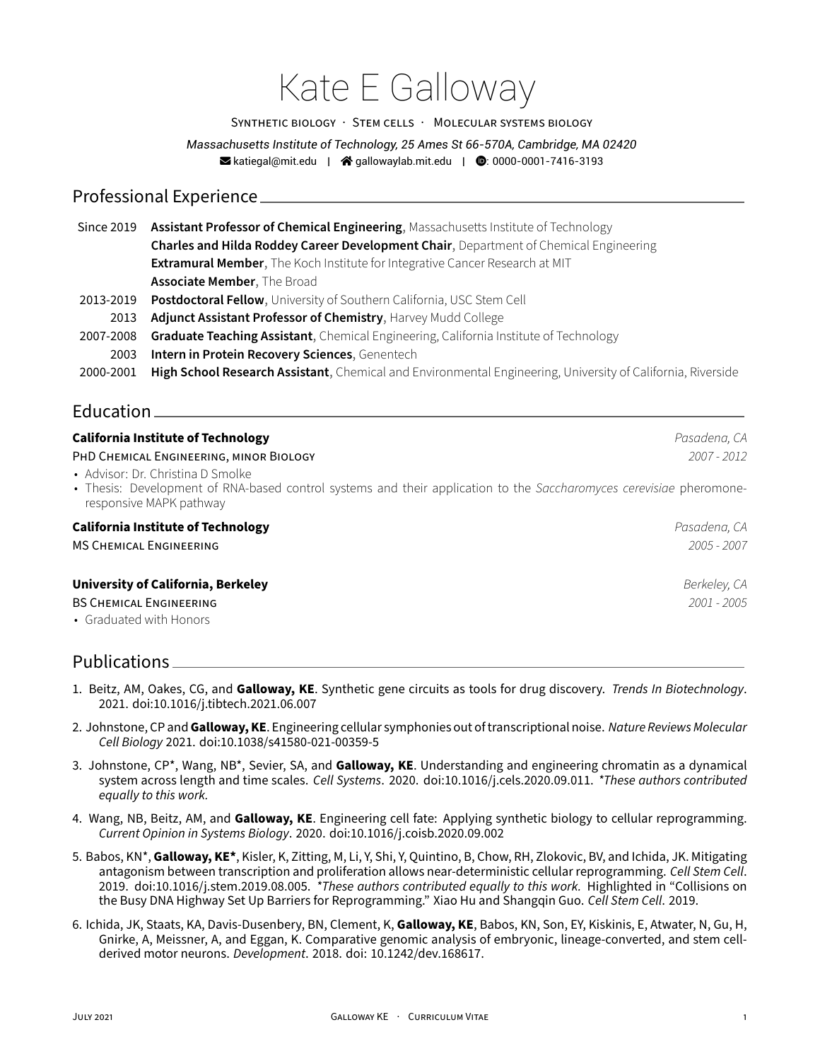# Kate E Galloway

Synthetic biology · Stem cells · Molecular systems biology

*Massachusetts Institute of Technology, 25 Ames St 66-570A, Cambridge, MA 02420*

katiegal@mit.edu | gallowaylab.mit.edu | : 0000-0001-7416-3193

## Professional Experience

| | |
|---|---|
| Since 2019 | **Assistant Professor of Chemical Engineering**, Massachusetts Institute of Technology |
| | **Charles and Hilda Roddey Career Development Chair**, Department of Chemical Engineering |
| | **Extramural Member**, The Koch Institute for Integrative Cancer Research at MIT |
| | **Associate Member**, The Broad |
| 2013-2019 | **Postdoctoral Fellow**, University of Southern California, USC Stem Cell |
| 2013 | **Adjunct Assistant Professor of Chemistry**, Harvey Mudd College |
| 2007-2008 | **Graduate Teaching Assistant**, Chemical Engineering, California Institute of Technology |
| 2003 | **Intern in Protein Recovery Sciences**, Genentech |
| 2000-2001 | **High School Research Assistant**, Chemical and Environmental Engineering, University of California, Riverside |

## Education

**California Institute of Technology** — *Pasadena, CA*

PhD Chemical Engineering, minor Biology — *2007 - 2012*

- Advisor: Dr. Christina D Smolke
- Thesis: Development of RNA-based control systems and their application to the *Saccharomyces cerevisiae* pheromone-responsive MAPK pathway

**California Institute of Technology** — *Pasadena, CA*

MS Chemical Engineering — *2005 - 2007*

**University of California, Berkeley** — *Berkeley, CA*

BS Chemical Engineering — *2001 - 2005*

- Graduated with Honors

## Publications

1. Beitz, AM, Oakes, CG, and **Galloway, KE**. Synthetic gene circuits as tools for drug discovery. *Trends In Biotechnology*. 2021. doi:10.1016/j.tibtech.2021.06.007

2. Johnstone, CP and **Galloway, KE**. Engineering cellular symphonies out of transcriptional noise. *Nature Reviews Molecular Cell Biology* 2021. doi:10.1038/s41580-021-00359-5

3. Johnstone, CP*, Wang, NB*, Sevier, SA, and **Galloway, KE**. Understanding and engineering chromatin as a dynamical system across length and time scales. *Cell Systems*. 2020. doi:10.1016/j.cels.2020.09.011. *\*These authors contributed equally to this work.*

4. Wang, NB, Beitz, AM, and **Galloway, KE**. Engineering cell fate: Applying synthetic biology to cellular reprogramming. *Current Opinion in Systems Biology*. 2020. doi:10.1016/j.coisb.2020.09.002

5. Babos, KN*, **Galloway, KE***, Kisler, K, Zitting, M, Li, Y, Shi, Y, Quintino, B, Chow, RH, Zlokovic, BV, and Ichida, JK. Mitigating antagonism between transcription and proliferation allows near-deterministic cellular reprogramming. *Cell Stem Cell*. 2019. doi:10.1016/j.stem.2019.08.005. *\*These authors contributed equally to this work.* Highlighted in "Collisions on the Busy DNA Highway Set Up Barriers for Reprogramming." Xiao Hu and Shangqin Guo. *Cell Stem Cell*. 2019.

6. Ichida, JK, Staats, KA, Davis-Dusenbery, BN, Clement, K, **Galloway, KE**, Babos, KN, Son, EY, Kiskinis, E, Atwater, N, Gu, H, Gnirke, A, Meissner, A, and Eggan, K. Comparative genomic analysis of embryonic, lineage-converted, and stem cell-derived motor neurons. *Development*. 2018. doi: 10.1242/dev.168617.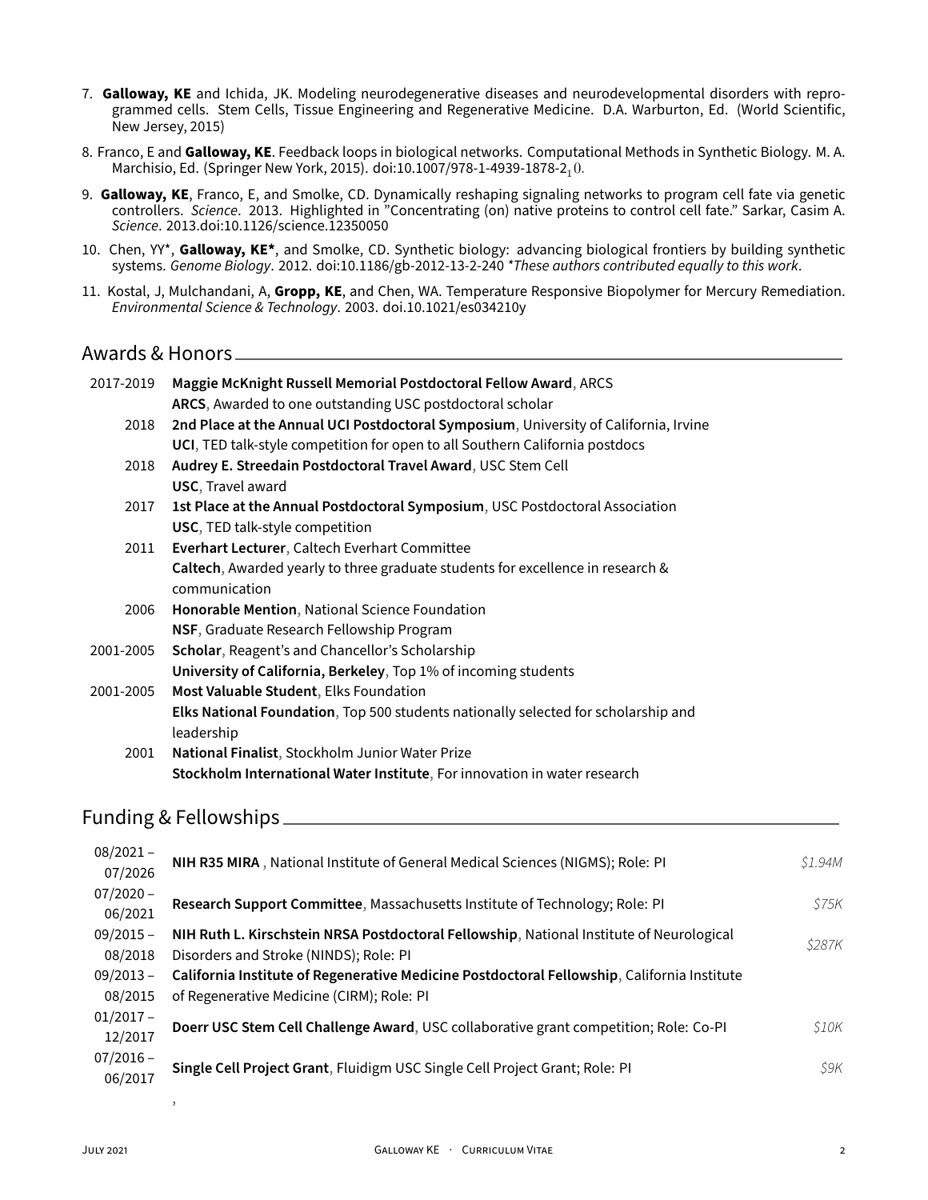7. **Galloway, KE** and Ichida, JK. Modeling neurodegenerative diseases and neurodevelopmental disorders with reprogrammed cells. Stem Cells, Tissue Engineering and Regenerative Medicine. D.A. Warburton, Ed. (World Scientific, New Jersey, 2015)

8. Franco, E and **Galloway, KE**. Feedback loops in biological networks. Computational Methods in Synthetic Biology. M. A. Marchisio, Ed. (Springer New York, 2015). doi:10.1007/978-1-4939-1878-2$_1$0.

9. **Galloway, KE**, Franco, E, and Smolke, CD. Dynamically reshaping signaling networks to program cell fate via genetic controllers. *Science*. 2013. Highlighted in "Concentrating (on) native proteins to control cell fate." Sarkar, Casim A. *Science*. 2013.doi:10.1126/science.12350050

10. Chen, YY*, **Galloway, KE***, and Smolke, CD. Synthetic biology: advancing biological frontiers by building synthetic systems. *Genome Biology*. 2012. doi:10.1186/gb-2012-13-2-240 *These authors contributed equally to this work*.

11. Kostal, J, Mulchandani, A, **Gropp, KE**, and Chen, WA. Temperature Responsive Biopolymer for Mercury Remediation. *Environmental Science & Technology*. 2003. doi.10.1021/es034210y

## Awards & Honors

| | |
|---|---|
| 2017-2019 | **Maggie McKnight Russell Memorial Postdoctoral Fellow Award**, ARCS<br>**ARCS**, Awarded to one outstanding USC postdoctoral scholar |
| 2018 | **2nd Place at the Annual UCI Postdoctoral Symposium**, University of California, Irvine<br>**UCI**, TED talk-style competition for open to all Southern California postdocs |
| 2018 | **Audrey E. Streedain Postdoctoral Travel Award**, USC Stem Cell<br>**USC**, Travel award |
| 2017 | **1st Place at the Annual Postdoctoral Symposium**, USC Postdoctoral Association<br>**USC**, TED talk-style competition |
| 2011 | **Everhart Lecturer**, Caltech Everhart Committee<br>**Caltech**, Awarded yearly to three graduate students for excellence in research & communication |
| 2006 | **Honorable Mention**, National Science Foundation<br>**NSF**, Graduate Research Fellowship Program |
| 2001-2005 | **Scholar**, Reagent's and Chancellor's Scholarship<br>**University of California, Berkeley**, Top 1% of incoming students |
| 2001-2005 | **Most Valuable Student**, Elks Foundation<br>**Elks National Foundation**, Top 500 students nationally selected for scholarship and leadership |
| 2001 | **National Finalist**, Stockholm Junior Water Prize<br>**Stockholm International Water Institute**, For innovation in water research |

## Funding & Fellowships

| | | |
|---|---|---|
| 08/2021 – 07/2026 | **NIH R35 MIRA** , National Institute of General Medical Sciences (NIGMS); Role: PI | *$1.94M* |
| 07/2020 – 06/2021 | **Research Support Committee**, Massachusetts Institute of Technology; Role: PI | *$75K* |
| 09/2015 – 08/2018 | **NIH Ruth L. Kirschstein NRSA Postdoctoral Fellowship**, National Institute of Neurological Disorders and Stroke (NINDS); Role: PI | *$287K* |
| 09/2013 – 08/2015 | **California Institute of Regenerative Medicine Postdoctoral Fellowship**, California Institute of Regenerative Medicine (CIRM); Role: PI | |
| 01/2017 – 12/2017 | **Doerr USC Stem Cell Challenge Award**, USC collaborative grant competition; Role: Co-PI | *$10K* |
| 07/2016 – 06/2017 | **Single Cell Project Grant**, Fluidigm USC Single Cell Project Grant; Role: PI | *$9K* |

,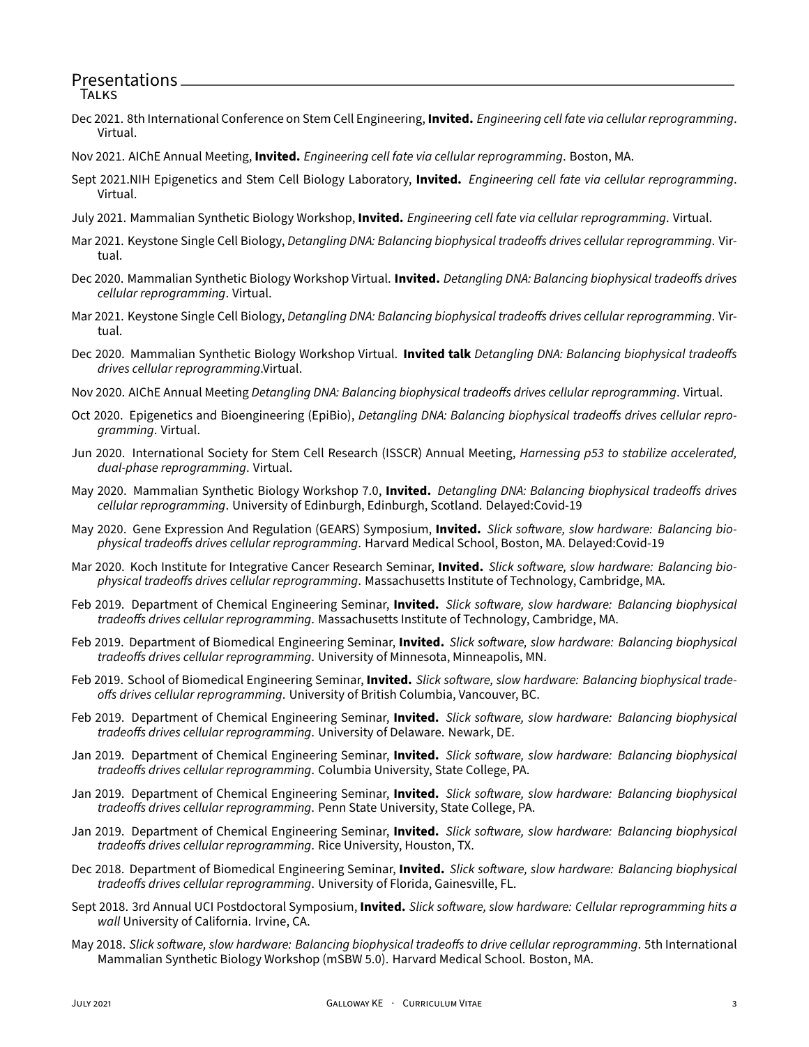## Presentations

### Talks

Dec 2021. 8th International Conference on Stem Cell Engineering, **Invited.** *Engineering cell fate via cellular reprogramming*. Virtual.

Nov 2021. AIChE Annual Meeting, **Invited.** *Engineering cell fate via cellular reprogramming*. Boston, MA.

Sept 2021.NIH Epigenetics and Stem Cell Biology Laboratory, **Invited.** *Engineering cell fate via cellular reprogramming*. Virtual.

July 2021. Mammalian Synthetic Biology Workshop, **Invited.** *Engineering cell fate via cellular reprogramming*. Virtual.

Mar 2021. Keystone Single Cell Biology, *Detangling DNA: Balancing biophysical tradeoffs drives cellular reprogramming*. Virtual.

Dec 2020. Mammalian Synthetic Biology Workshop Virtual. **Invited.** *Detangling DNA: Balancing biophysical tradeoffs drives cellular reprogramming*. Virtual.

Mar 2021. Keystone Single Cell Biology, *Detangling DNA: Balancing biophysical tradeoffs drives cellular reprogramming*. Virtual.

Dec 2020. Mammalian Synthetic Biology Workshop Virtual. **Invited talk** *Detangling DNA: Balancing biophysical tradeoffs drives cellular reprogramming*.Virtual.

Nov 2020. AIChE Annual Meeting *Detangling DNA: Balancing biophysical tradeoffs drives cellular reprogramming*. Virtual.

Oct 2020. Epigenetics and Bioengineering (EpiBio), *Detangling DNA: Balancing biophysical tradeoffs drives cellular reprogramming*. Virtual.

Jun 2020. International Society for Stem Cell Research (ISSCR) Annual Meeting, *Harnessing p53 to stabilize accelerated, dual-phase reprogramming*. Virtual.

May 2020. Mammalian Synthetic Biology Workshop 7.0, **Invited.** *Detangling DNA: Balancing biophysical tradeoffs drives cellular reprogramming*. University of Edinburgh, Edinburgh, Scotland. Delayed:Covid-19

May 2020. Gene Expression And Regulation (GEARS) Symposium, **Invited.** *Slick software, slow hardware: Balancing biophysical tradeoffs drives cellular reprogramming*. Harvard Medical School, Boston, MA. Delayed:Covid-19

Mar 2020. Koch Institute for Integrative Cancer Research Seminar, **Invited.** *Slick software, slow hardware: Balancing biophysical tradeoffs drives cellular reprogramming*. Massachusetts Institute of Technology, Cambridge, MA.

Feb 2019. Department of Chemical Engineering Seminar, **Invited.** *Slick software, slow hardware: Balancing biophysical tradeoffs drives cellular reprogramming*. Massachusetts Institute of Technology, Cambridge, MA.

Feb 2019. Department of Biomedical Engineering Seminar, **Invited.** *Slick software, slow hardware: Balancing biophysical tradeoffs drives cellular reprogramming*. University of Minnesota, Minneapolis, MN.

Feb 2019. School of Biomedical Engineering Seminar, **Invited.** *Slick software, slow hardware: Balancing biophysical tradeoffs drives cellular reprogramming*. University of British Columbia, Vancouver, BC.

Feb 2019. Department of Chemical Engineering Seminar, **Invited.** *Slick software, slow hardware: Balancing biophysical tradeoffs drives cellular reprogramming*. University of Delaware. Newark, DE.

Jan 2019. Department of Chemical Engineering Seminar, **Invited.** *Slick software, slow hardware: Balancing biophysical tradeoffs drives cellular reprogramming*. Columbia University, State College, PA.

Jan 2019. Department of Chemical Engineering Seminar, **Invited.** *Slick software, slow hardware: Balancing biophysical tradeoffs drives cellular reprogramming*. Penn State University, State College, PA.

Jan 2019. Department of Chemical Engineering Seminar, **Invited.** *Slick software, slow hardware: Balancing biophysical tradeoffs drives cellular reprogramming*. Rice University, Houston, TX.

Dec 2018. Department of Biomedical Engineering Seminar, **Invited.** *Slick software, slow hardware: Balancing biophysical tradeoffs drives cellular reprogramming*. University of Florida, Gainesville, FL.

Sept 2018. 3rd Annual UCI Postdoctoral Symposium, **Invited.** *Slick software, slow hardware: Cellular reprogramming hits a wall* University of California. Irvine, CA.

May 2018. *Slick software, slow hardware: Balancing biophysical tradeoffs to drive cellular reprogramming*. 5th International Mammalian Synthetic Biology Workshop (mSBW 5.0). Harvard Medical School. Boston, MA.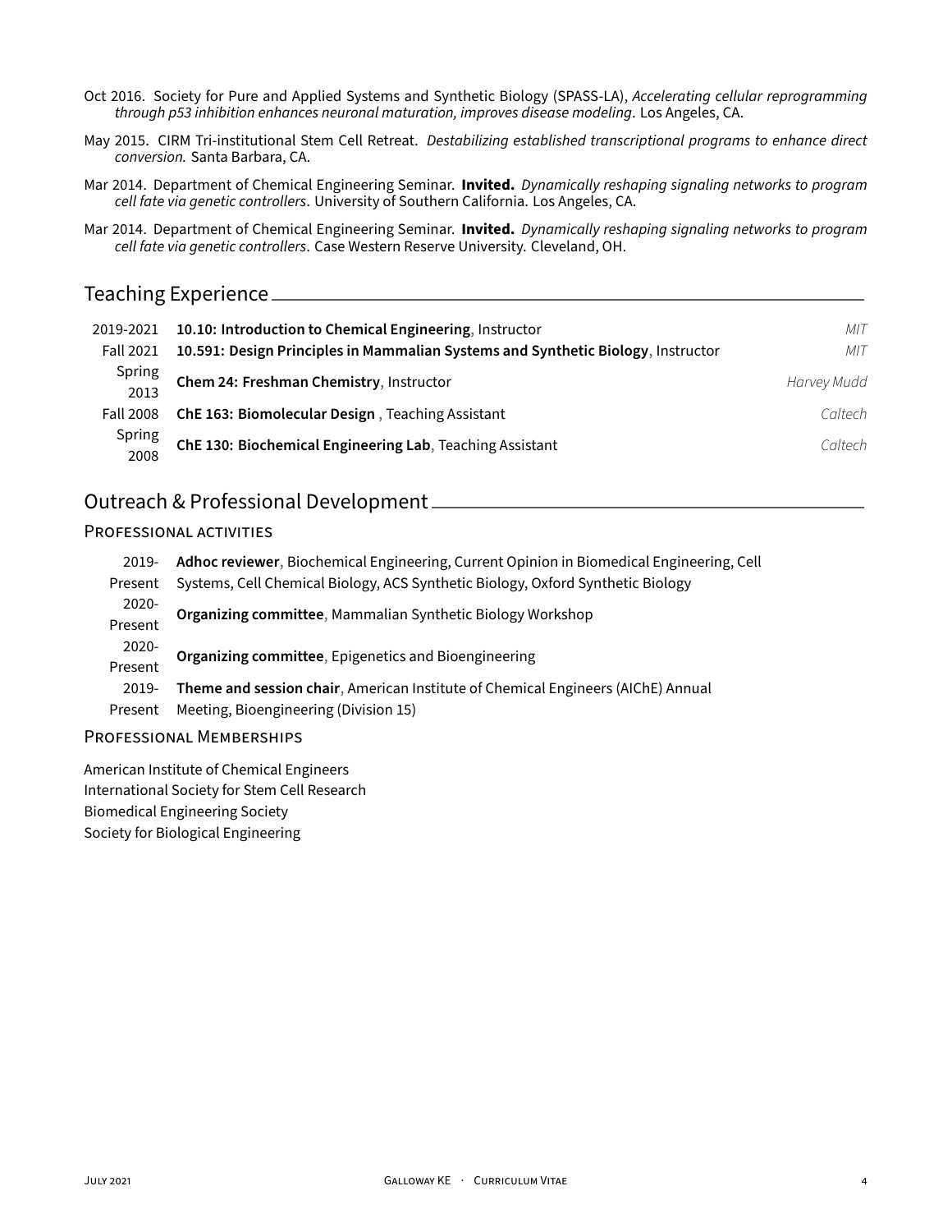Oct 2016. Society for Pure and Applied Systems and Synthetic Biology (SPASS-LA), *Accelerating cellular reprogramming through p53 inhibition enhances neuronal maturation, improves disease modeling*. Los Angeles, CA.

May 2015. CIRM Tri-institutional Stem Cell Retreat. *Destabilizing established transcriptional programs to enhance direct conversion.* Santa Barbara, CA.

Mar 2014. Department of Chemical Engineering Seminar. **Invited.** *Dynamically reshaping signaling networks to program cell fate via genetic controllers*. University of Southern California. Los Angeles, CA.

Mar 2014. Department of Chemical Engineering Seminar. **Invited.** *Dynamically reshaping signaling networks to program cell fate via genetic controllers*. Case Western Reserve University. Cleveland, OH.

## Teaching Experience

| | | |
|---|---|---|
| 2019-2021 | **10.10: Introduction to Chemical Engineering**, Instructor | *MIT* |
| Fall 2021 | **10.591: Design Principles in Mammalian Systems and Synthetic Biology**, Instructor | *MIT* |
| Spring 2013 | **Chem 24: Freshman Chemistry**, Instructor | *Harvey Mudd* |
| Fall 2008 | **ChE 163: Biomolecular Design** , Teaching Assistant | *Caltech* |
| Spring 2008 | **ChE 130: Biochemical Engineering Lab**, Teaching Assistant | *Caltech* |

## Outreach & Professional Development

### Professional activities

| | |
|---|---|
| 2019-Present | **Adhoc reviewer**, Biochemical Engineering, Current Opinion in Biomedical Engineering, Cell Systems, Cell Chemical Biology, ACS Synthetic Biology, Oxford Synthetic Biology |
| 2020-Present | **Organizing committee**, Mammalian Synthetic Biology Workshop |
| 2020-Present | **Organizing committee**, Epigenetics and Bioengineering |
| 2019-Present | **Theme and session chair**, American Institute of Chemical Engineers (AIChE) Annual Meeting, Bioengineering (Division 15) |

### Professional Memberships

American Institute of Chemical Engineers
International Society for Stem Cell Research
Biomedical Engineering Society
Society for Biological Engineering